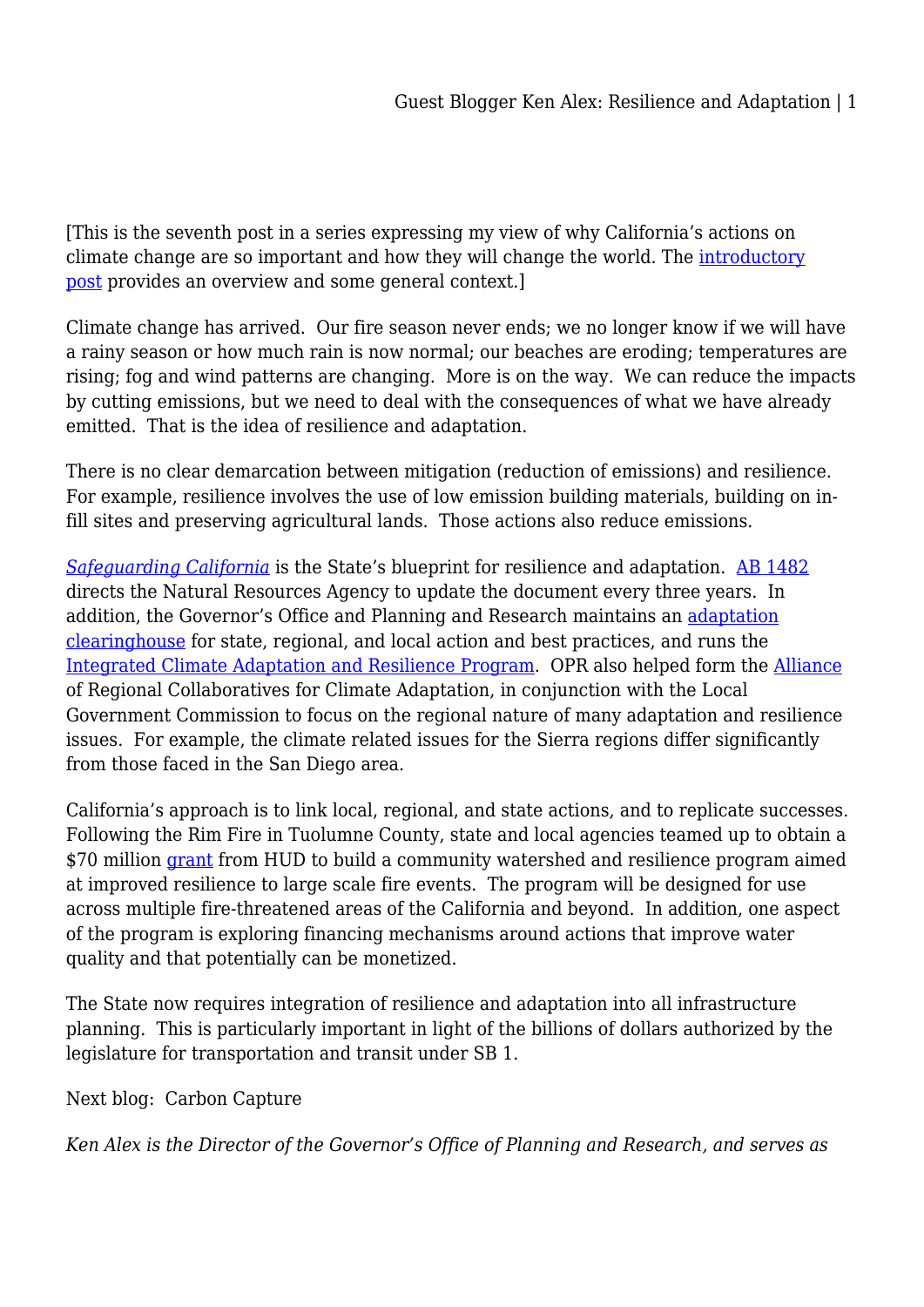[This is the seventh post in a series expressing my view of why California's actions on climate change are so important and how they will change the world. The introductory post provides an overview and some general context.]

Climate change has arrived. Our fire season never ends; we no longer know if we will have a rainy season or how much rain is now normal; our beaches are eroding; temperatures are rising; fog and wind patterns are changing. More is on the way. We can reduce the impacts by cutting emissions, but we need to deal with the consequences of what we have already emitted. That is the idea of resilience and adaptation.

There is no clear demarcation between mitigation (reduction of emissions) and resilience. For example, resilience involves the use of low emission building materials, building on in-fill sites and preserving agricultural lands. Those actions also reduce emissions.

*Safeguarding California* is the State's blueprint for resilience and adaptation. AB 1482 directs the Natural Resources Agency to update the document every three years. In addition, the Governor's Office and Planning and Research maintains an adaptation clearinghouse for state, regional, and local action and best practices, and runs the Integrated Climate Adaptation and Resilience Program. OPR also helped form the Alliance of Regional Collaboratives for Climate Adaptation, in conjunction with the Local Government Commission to focus on the regional nature of many adaptation and resilience issues. For example, the climate related issues for the Sierra regions differ significantly from those faced in the San Diego area.

California's approach is to link local, regional, and state actions, and to replicate successes. Following the Rim Fire in Tuolumne County, state and local agencies teamed up to obtain a $70 million grant from HUD to build a community watershed and resilience program aimed at improved resilience to large scale fire events. The program will be designed for use across multiple fire-threatened areas of the California and beyond. In addition, one aspect of the program is exploring financing mechanisms around actions that improve water quality and that potentially can be monetized.

The State now requires integration of resilience and adaptation into all infrastructure planning. This is particularly important in light of the billions of dollars authorized by the legislature for transportation and transit under SB 1.

Next blog: Carbon Capture

*Ken Alex is the Director of the Governor's Office of Planning and Research, and serves as*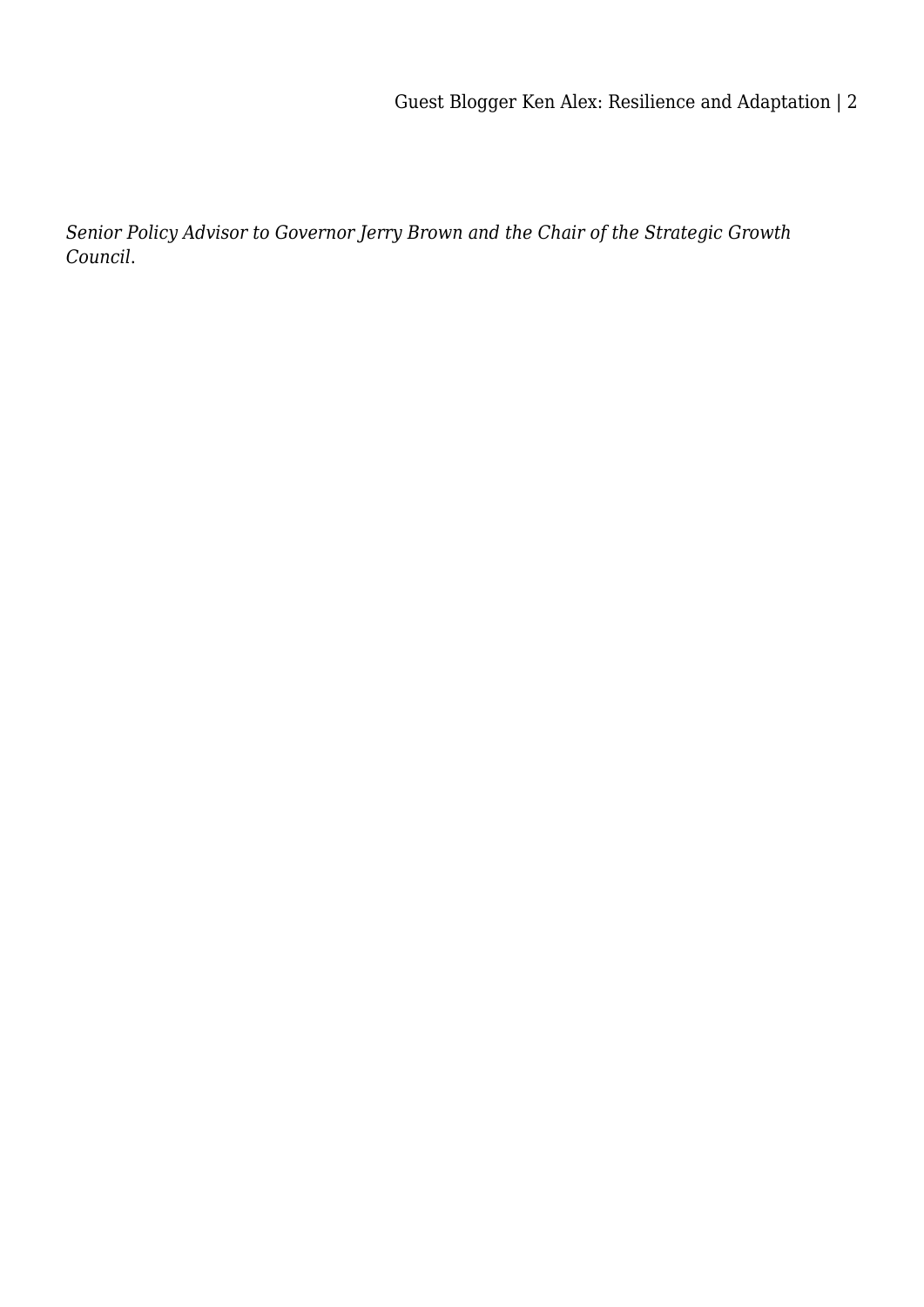*Senior Policy Advisor to Governor Jerry Brown and the Chair of the Strategic Growth Council.*